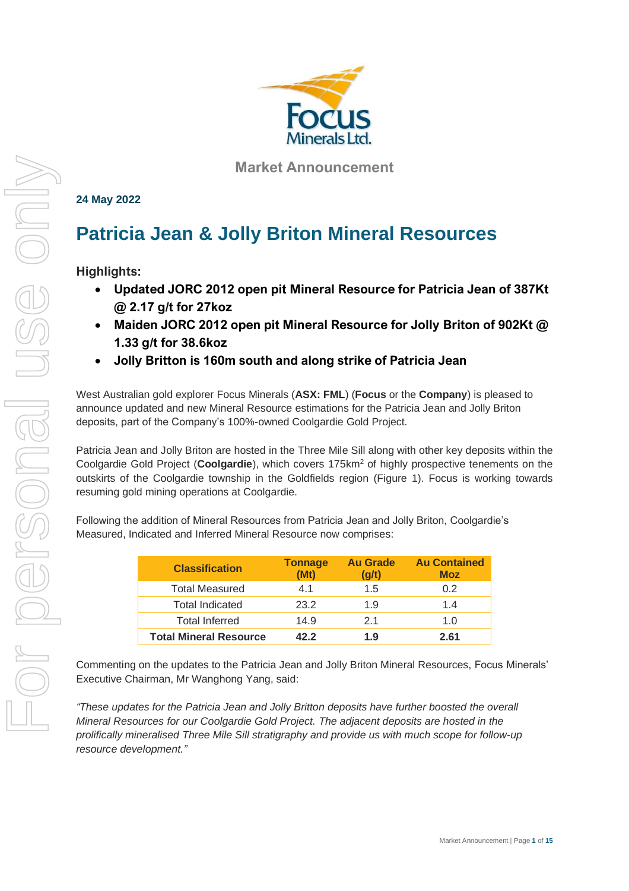Market Announcement

**24 May 2022**

# Patricia Jean & Jolly Briton Mineral Resources

## Highlights:

- **Updated JORC 2012 open pit Mineral Resource for Patricia Jean of 387Kt @ 2.17 g/t for 27koz**
- **Maiden JORC 2012 open pit Mineral Resource for Jolly Briton of 902Kt @ 1.33 g/t for 38.6koz**
- **Jolly Britton is 160m south and along strike of Patricia Jean**

West Australian gold explorer Focus Minerals (**ASX: FML**) (**Focus** or the **Company**) is pleased to announce updated and new Mineral Resource estimations for the Patricia Jean and Jolly Briton deposits, part of the Company's 100%-owned Coolgardie Gold Project.

Patricia Jean and Jolly Briton are hosted in the Three Mile Sill along with other key deposits within the Coolgardie Gold Project (**Coolgardie**), which covers 175km$^2$ of highly prospective tenements on the outskirts of the Coolgardie township in the Goldfields region (Figure 1). Focus is working towards resuming gold mining operations at Coolgardie.

Following the addition of Mineral Resources from Patricia Jean and Jolly Briton, Coolgardie's Measured, Indicated and Inferred Mineral Resource now comprises:

| Classification | Tonnage (Mt) | Au Grade (g/t) | Au Contained Moz |
|---|---|---|---|
| Total Measured | 4.1 | 1.5 | 0.2 |
| Total Indicated | 23.2 | 1.9 | 1.4 |
| Total Inferred | 14.9 | 2.1 | 1.0 |
| **Total Mineral Resource** | **42.2** | **1.9** | **2.61** |

Commenting on the updates to the Patricia Jean and Jolly Briton Mineral Resources, Focus Minerals' Executive Chairman, Mr Wanghong Yang, said:

*"These updates for the Patricia Jean and Jolly Britton deposits have further boosted the overall Mineral Resources for our Coolgardie Gold Project. The adjacent deposits are hosted in the prolifically mineralised Three Mile Sill stratigraphy and provide us with much scope for follow-up resource development."*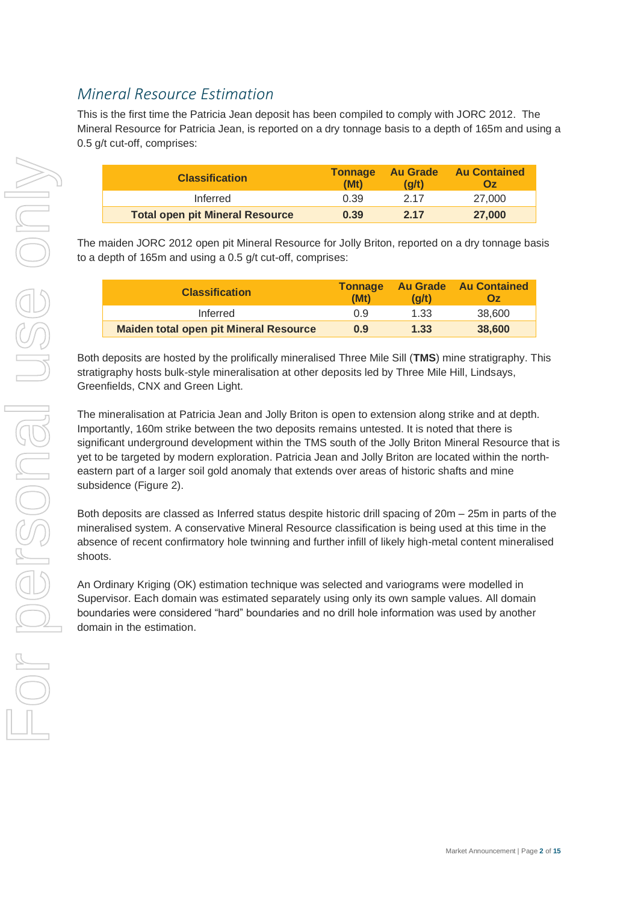## *Mineral Resource Estimation*

This is the first time the Patricia Jean deposit has been compiled to comply with JORC 2012. The Mineral Resource for Patricia Jean, is reported on a dry tonnage basis to a depth of 165m and using a 0.5 g/t cut-off, comprises:

| Classification | Tonnage (Mt) | Au Grade (g/t) | Au Contained Oz |
|---|---|---|---|
| Inferred | 0.39 | 2.17 | 27,000 |
| **Total open pit Mineral Resource** | **0.39** | **2.17** | **27,000** |

The maiden JORC 2012 open pit Mineral Resource for Jolly Briton, reported on a dry tonnage basis to a depth of 165m and using a 0.5 g/t cut-off, comprises:

| Classification | Tonnage (Mt) | Au Grade (g/t) | Au Contained Oz |
|---|---|---|---|
| Inferred | 0.9 | 1.33 | 38,600 |
| **Maiden total open pit Mineral Resource** | **0.9** | **1.33** | **38,600** |

Both deposits are hosted by the prolifically mineralised Three Mile Sill (**TMS**) mine stratigraphy. This stratigraphy hosts bulk-style mineralisation at other deposits led by Three Mile Hill, Lindsays, Greenfields, CNX and Green Light.

The mineralisation at Patricia Jean and Jolly Briton is open to extension along strike and at depth. Importantly, 160m strike between the two deposits remains untested. It is noted that there is significant underground development within the TMS south of the Jolly Briton Mineral Resource that is yet to be targeted by modern exploration. Patricia Jean and Jolly Briton are located within the north-eastern part of a larger soil gold anomaly that extends over areas of historic shafts and mine subsidence (Figure 2).

Both deposits are classed as Inferred status despite historic drill spacing of 20m – 25m in parts of the mineralised system. A conservative Mineral Resource classification is being used at this time in the absence of recent confirmatory hole twinning and further infill of likely high-metal content mineralised shoots.

An Ordinary Kriging (OK) estimation technique was selected and variograms were modelled in Supervisor. Each domain was estimated separately using only its own sample values. All domain boundaries were considered "hard" boundaries and no drill hole information was used by another domain in the estimation.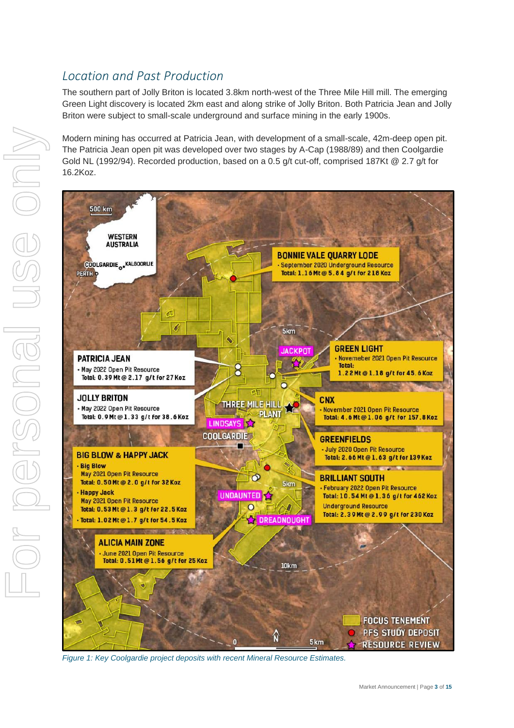## *Location and Past Production*

The southern part of Jolly Briton is located 3.8km north-west of the Three Mile Hill mill. The emerging Green Light discovery is located 2km east and along strike of Jolly Briton. Both Patricia Jean and Jolly Briton were subject to small-scale underground and surface mining in the early 1900s.

Modern mining has occurred at Patricia Jean, with development of a small-scale, 42m-deep open pit. The Patricia Jean open pit was developed over two stages by A-Cap (1988/89) and then Coolgardie Gold NL (1992/94). Recorded production, based on a 0.5 g/t cut-off, comprised 187Kt @ 2.7 g/t for 16.2Koz.

*Figure 1: Key Coolgardie project deposits with recent Mineral Resource Estimates.*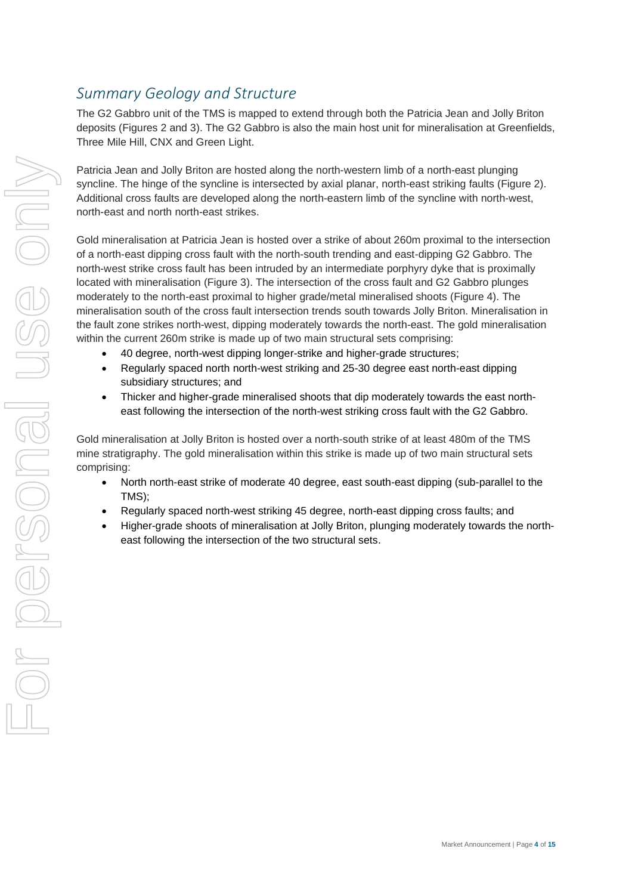## *Summary Geology and Structure*

The G2 Gabbro unit of the TMS is mapped to extend through both the Patricia Jean and Jolly Briton deposits (Figures 2 and 3). The G2 Gabbro is also the main host unit for mineralisation at Greenfields, Three Mile Hill, CNX and Green Light.

Patricia Jean and Jolly Briton are hosted along the north-western limb of a north-east plunging syncline. The hinge of the syncline is intersected by axial planar, north-east striking faults (Figure 2). Additional cross faults are developed along the north-eastern limb of the syncline with north-west, north-east and north north-east strikes.

Gold mineralisation at Patricia Jean is hosted over a strike of about 260m proximal to the intersection of a north-east dipping cross fault with the north-south trending and east-dipping G2 Gabbro. The north-west strike cross fault has been intruded by an intermediate porphyry dyke that is proximally located with mineralisation (Figure 3). The intersection of the cross fault and G2 Gabbro plunges moderately to the north-east proximal to higher grade/metal mineralised shoots (Figure 4). The mineralisation south of the cross fault intersection trends south towards Jolly Briton. Mineralisation in the fault zone strikes north-west, dipping moderately towards the north-east. The gold mineralisation within the current 260m strike is made up of two main structural sets comprising:

- 40 degree, north-west dipping longer-strike and higher-grade structures;
- Regularly spaced north north-west striking and 25-30 degree east north-east dipping subsidiary structures; and
- Thicker and higher-grade mineralised shoots that dip moderately towards the east north-east following the intersection of the north-west striking cross fault with the G2 Gabbro.

Gold mineralisation at Jolly Briton is hosted over a north-south strike of at least 480m of the TMS mine stratigraphy. The gold mineralisation within this strike is made up of two main structural sets comprising:

- North north-east strike of moderate 40 degree, east south-east dipping (sub-parallel to the TMS);
- Regularly spaced north-west striking 45 degree, north-east dipping cross faults; and
- Higher-grade shoots of mineralisation at Jolly Briton, plunging moderately towards the north-east following the intersection of the two structural sets.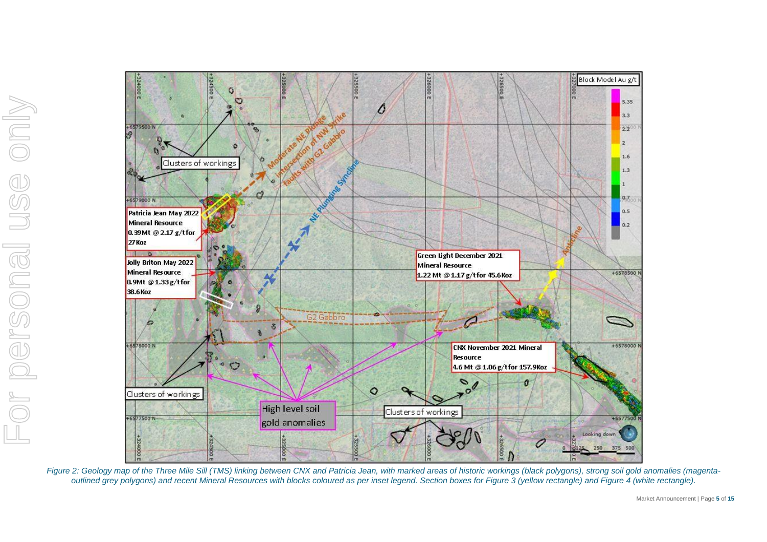Figure 2: Geology map of the Three Mile Sill (TMS) linking between CNX and Patricia Jean, with marked areas of historic workings (black polygons), strong soil gold anomalies (magenta-outlined grey polygons) and recent Mineral Resources with blocks coloured as per inset legend. Section boxes for Figure 3 (yellow rectangle) and Figure 4 (white rectangle).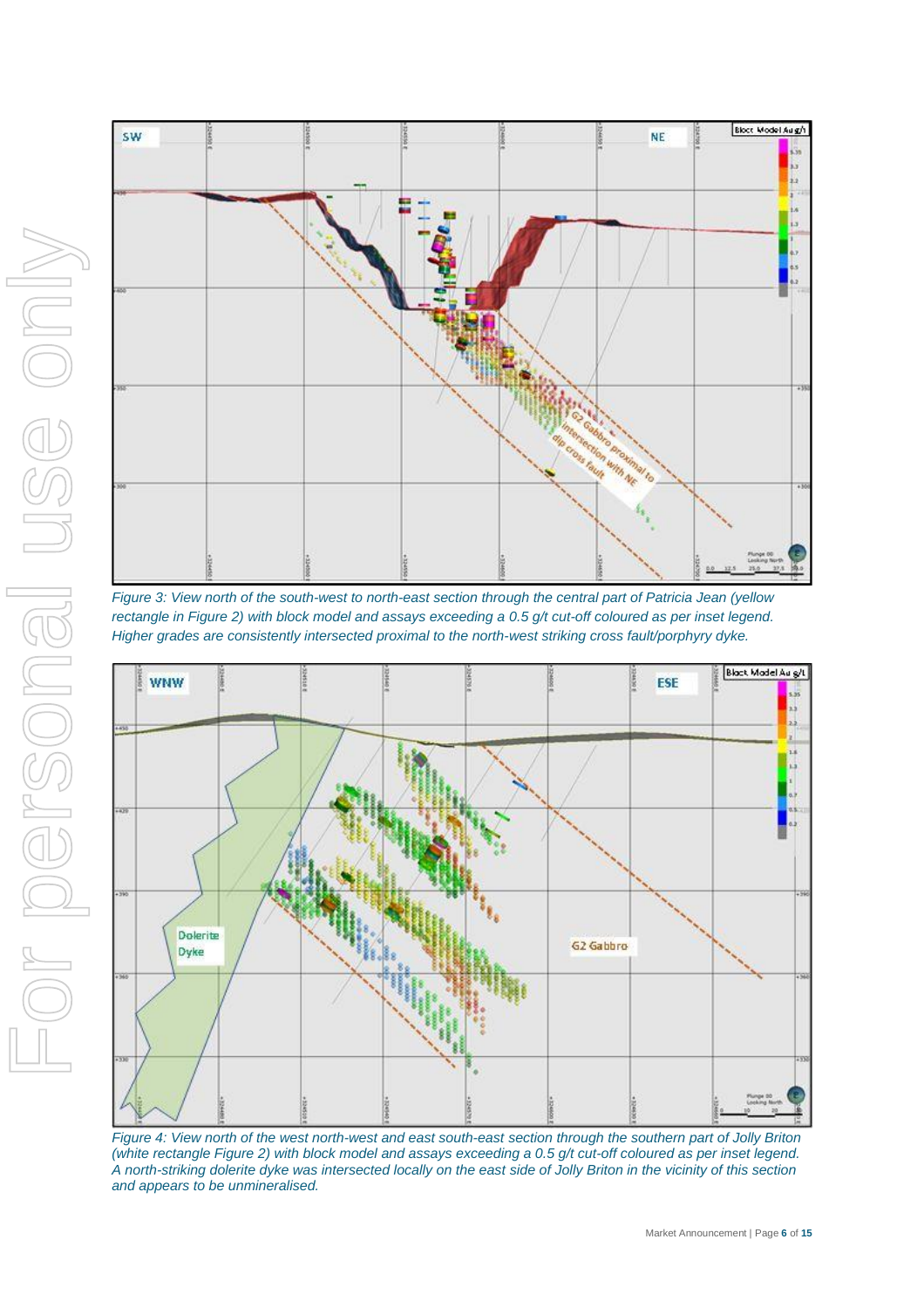*Figure 3: View north of the south-west to north-east section through the central part of Patricia Jean (yellow rectangle in Figure 2) with block model and assays exceeding a 0.5 g/t cut-off coloured as per inset legend. Higher grades are consistently intersected proximal to the north-west striking cross fault/porphyry dyke.*

*Figure 4: View north of the west north-west and east south-east section through the southern part of Jolly Briton (white rectangle Figure 2) with block model and assays exceeding a 0.5 g/t cut-off coloured as per inset legend. A north-striking dolerite dyke was intersected locally on the east side of Jolly Briton in the vicinity of this section and appears to be unmineralised.*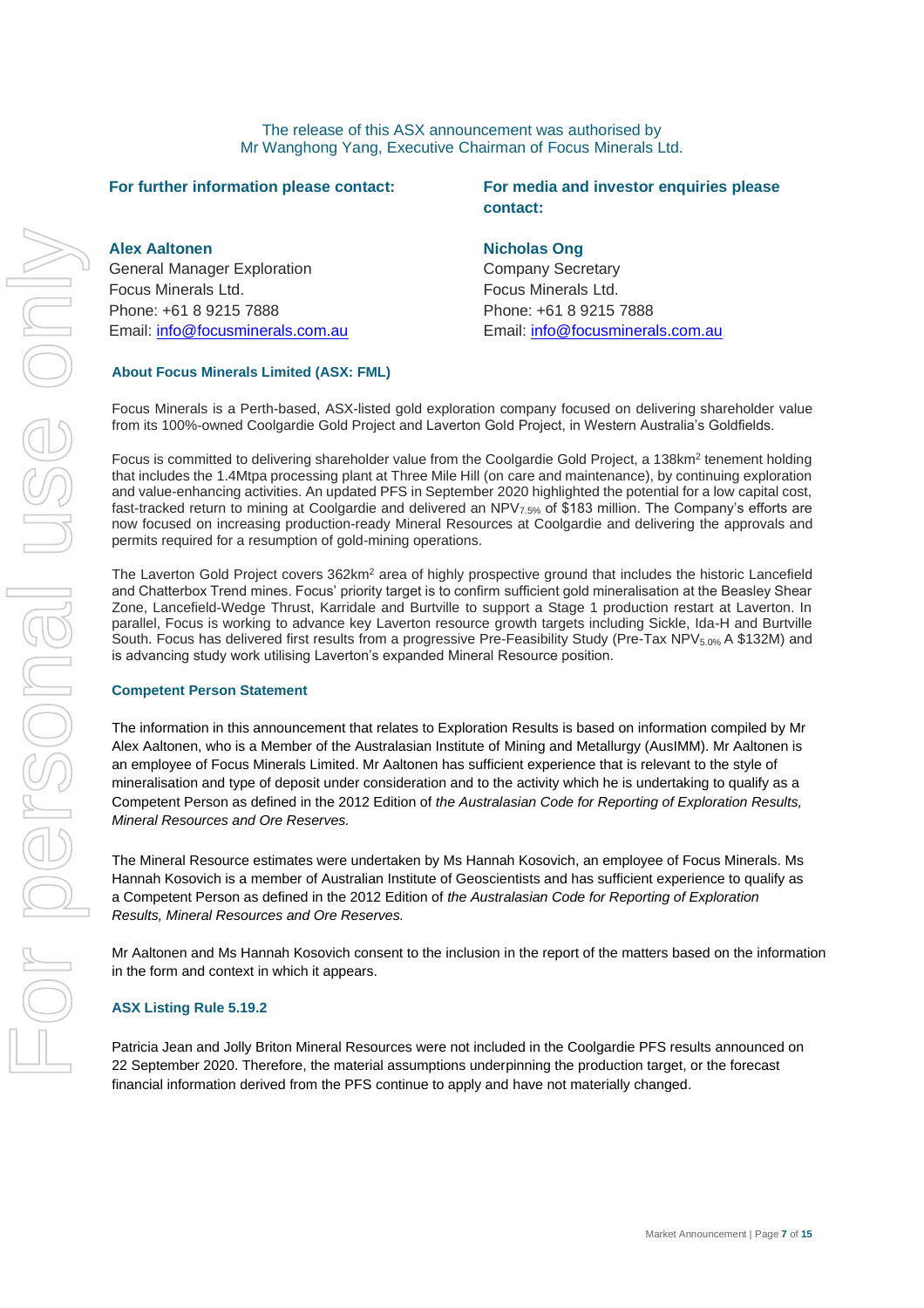The release of this ASX announcement was authorised by
Mr Wanghong Yang, Executive Chairman of Focus Minerals Ltd.

**For further information please contact:**

**Alex Aaltonen**
General Manager Exploration
Focus Minerals Ltd.
Phone: +61 8 9215 7888
Email: info@focusminerals.com.au

**For media and investor enquiries please contact:**

**Nicholas Ong**
Company Secretary
Focus Minerals Ltd.
Phone: +61 8 9215 7888
Email: info@focusminerals.com.au

### About Focus Minerals Limited (ASX: FML)

Focus Minerals is a Perth-based, ASX-listed gold exploration company focused on delivering shareholder value from its 100%-owned Coolgardie Gold Project and Laverton Gold Project, in Western Australia's Goldfields.

Focus is committed to delivering shareholder value from the Coolgardie Gold Project, a 138km$^2$ tenement holding that includes the 1.4Mtpa processing plant at Three Mile Hill (on care and maintenance), by continuing exploration and value-enhancing activities. An updated PFS in September 2020 highlighted the potential for a low capital cost, fast-tracked return to mining at Coolgardie and delivered an $NPV_{7.5\%}$ of $183 million. The Company's efforts are now focused on increasing production-ready Mineral Resources at Coolgardie and delivering the approvals and permits required for a resumption of gold-mining operations.

The Laverton Gold Project covers 362km$^2$ area of highly prospective ground that includes the historic Lancefield and Chatterbox Trend mines. Focus' priority target is to confirm sufficient gold mineralisation at the Beasley Shear Zone, Lancefield-Wedge Thrust, Karridale and Burtville to support a Stage 1 production restart at Laverton. In parallel, Focus is working to advance key Laverton resource growth targets including Sickle, Ida-H and Burtville South. Focus has delivered first results from a progressive Pre-Feasibility Study (Pre-Tax $NPV_{5.0\%}$ A $132M) and is advancing study work utilising Laverton's expanded Mineral Resource position.

### Competent Person Statement

The information in this announcement that relates to Exploration Results is based on information compiled by Mr Alex Aaltonen, who is a Member of the Australasian Institute of Mining and Metallurgy (AusIMM). Mr Aaltonen is an employee of Focus Minerals Limited. Mr Aaltonen has sufficient experience that is relevant to the style of mineralisation and type of deposit under consideration and to the activity which he is undertaking to qualify as a Competent Person as defined in the 2012 Edition of *the Australasian Code for Reporting of Exploration Results, Mineral Resources and Ore Reserves.*

The Mineral Resource estimates were undertaken by Ms Hannah Kosovich, an employee of Focus Minerals. Ms Hannah Kosovich is a member of Australian Institute of Geoscientists and has sufficient experience to qualify as a Competent Person as defined in the 2012 Edition of *the Australasian Code for Reporting of Exploration Results, Mineral Resources and Ore Reserves.*

Mr Aaltonen and Ms Hannah Kosovich consent to the inclusion in the report of the matters based on the information in the form and context in which it appears.

### ASX Listing Rule 5.19.2

Patricia Jean and Jolly Briton Mineral Resources were not included in the Coolgardie PFS results announced on 22 September 2020. Therefore, the material assumptions underpinning the production target, or the forecast financial information derived from the PFS continue to apply and have not materially changed.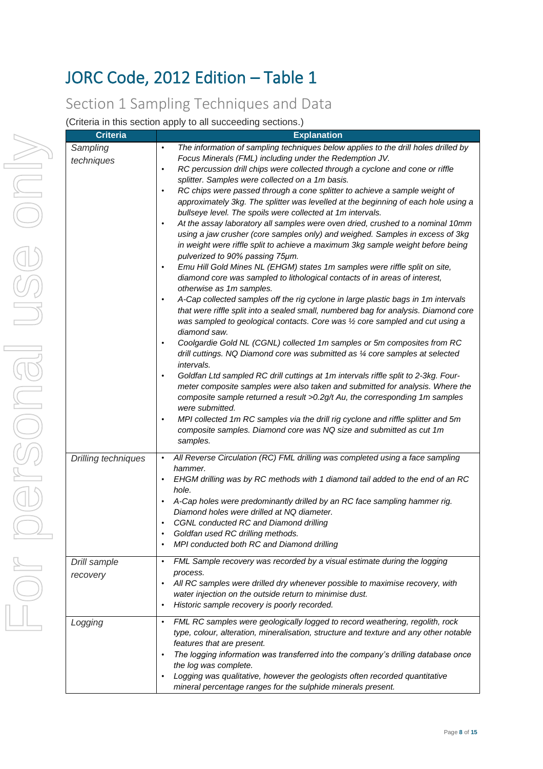# JORC Code, 2012 Edition – Table 1

## Section 1 Sampling Techniques and Data

(Criteria in this section apply to all succeeding sections.)

| Criteria | Explanation |
|---|---|
| *Sampling techniques* | • *The information of sampling techniques below applies to the drill holes drilled by Focus Minerals (FML) including under the Redemption JV.*<br>• *RC percussion drill chips were collected through a cyclone and cone or riffle splitter. Samples were collected on a 1m basis.*<br>• *RC chips were passed through a cone splitter to achieve a sample weight of approximately 3kg. The splitter was levelled at the beginning of each hole using a bullseye level. The spoils were collected at 1m intervals.*<br>• *At the assay laboratory all samples were oven dried, crushed to a nominal 10mm using a jaw crusher (core samples only) and weighed. Samples in excess of 3kg in weight were riffle split to achieve a maximum 3kg sample weight before being pulverized to 90% passing 75µm.*<br>• *Emu Hill Gold Mines NL (EHGM) states 1m samples were riffle split on site, diamond core was sampled to lithological contacts of in areas of interest, otherwise as 1m samples.*<br>• *A-Cap collected samples off the rig cyclone in large plastic bags in 1m intervals that were riffle split into a sealed small, numbered bag for analysis. Diamond core was sampled to geological contacts. Core was ½ core sampled and cut using a diamond saw.*<br>• *Coolgardie Gold NL (CGNL) collected 1m samples or 5m composites from RC drill cuttings. NQ Diamond core was submitted as ¼ core samples at selected intervals.*<br>• *Goldfan Ltd sampled RC drill cuttings at 1m intervals riffle split to 2-3kg. Four-meter composite samples were also taken and submitted for analysis. Where the composite sample returned a result >0.2g/t Au, the corresponding 1m samples were submitted.*<br>• *MPI collected 1m RC samples via the drill rig cyclone and riffle splitter and 5m composite samples. Diamond core was NQ size and submitted as cut 1m samples.* |
| *Drilling techniques* | • *All Reverse Circulation (RC) FML drilling was completed using a face sampling hammer.*<br>• *EHGM drilling was by RC methods with 1 diamond tail added to the end of an RC hole.*<br>• *A-Cap holes were predominantly drilled by an RC face sampling hammer rig. Diamond holes were drilled at NQ diameter.*<br>• *CGNL conducted RC and Diamond drilling*<br>• *Goldfan used RC drilling methods.*<br>• *MPI conducted both RC and Diamond drilling* |
| *Drill sample recovery* | • *FML Sample recovery was recorded by a visual estimate during the logging process.*<br>• *All RC samples were drilled dry whenever possible to maximise recovery, with water injection on the outside return to minimise dust.*<br>• *Historic sample recovery is poorly recorded.* |
| *Logging* | • *FML RC samples were geologically logged to record weathering, regolith, rock type, colour, alteration, mineralisation, structure and texture and any other notable features that are present.*<br>• *The logging information was transferred into the company's drilling database once the log was complete.*<br>• *Logging was qualitative, however the geologists often recorded quantitative mineral percentage ranges for the sulphide minerals present.* |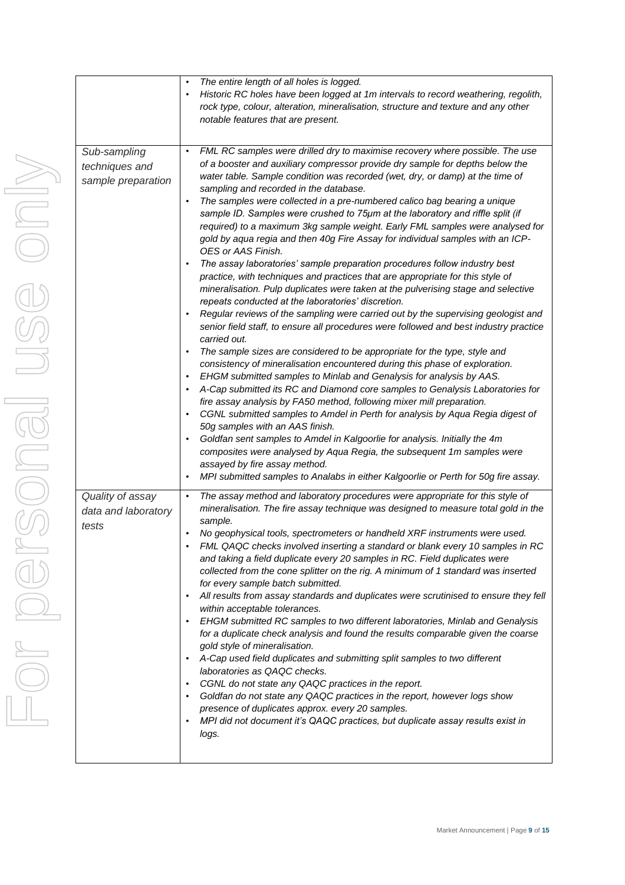| | |
|---|---|
| | • *The entire length of all holes is logged.*<br>• *Historic RC holes have been logged at 1m intervals to record weathering, regolith, rock type, colour, alteration, mineralisation, structure and texture and any other notable features that are present.* |
| *Sub-sampling techniques and sample preparation* | • *FML RC samples were drilled dry to maximise recovery where possible. The use of a booster and auxiliary compressor provide dry sample for depths below the water table. Sample condition was recorded (wet, dry, or damp) at the time of sampling and recorded in the database.*<br>• *The samples were collected in a pre-numbered calico bag bearing a unique sample ID. Samples were crushed to 75µm at the laboratory and riffle split (if required) to a maximum 3kg sample weight. Early FML samples were analysed for gold by aqua regia and then 40g Fire Assay for individual samples with an ICP-OES or AAS Finish.*<br>• *The assay laboratories' sample preparation procedures follow industry best practice, with techniques and practices that are appropriate for this style of mineralisation. Pulp duplicates were taken at the pulverising stage and selective repeats conducted at the laboratories' discretion.*<br>• *Regular reviews of the sampling were carried out by the supervising geologist and senior field staff, to ensure all procedures were followed and best industry practice carried out.*<br>• *The sample sizes are considered to be appropriate for the type, style and consistency of mineralisation encountered during this phase of exploration.*<br>• *EHGM submitted samples to Minlab and Genalysis for analysis by AAS.*<br>• *A-Cap submitted its RC and Diamond core samples to Genalysis Laboratories for fire assay analysis by FA50 method, following mixer mill preparation.*<br>• *CGNL submitted samples to Amdel in Perth for analysis by Aqua Regia digest of 50g samples with an AAS finish.*<br>• *Goldfan sent samples to Amdel in Kalgoorlie for analysis. Initially the 4m composites were analysed by Aqua Regia, the subsequent 1m samples were assayed by fire assay method.*<br>• *MPI submitted samples to Analabs in either Kalgoorlie or Perth for 50g fire assay.* |
| *Quality of assay data and laboratory tests* | • *The assay method and laboratory procedures were appropriate for this style of mineralisation. The fire assay technique was designed to measure total gold in the sample.*<br>• *No geophysical tools, spectrometers or handheld XRF instruments were used.*<br>• *FML QAQC checks involved inserting a standard or blank every 10 samples in RC and taking a field duplicate every 20 samples in RC. Field duplicates were collected from the cone splitter on the rig. A minimum of 1 standard was inserted for every sample batch submitted.*<br>• *All results from assay standards and duplicates were scrutinised to ensure they fell within acceptable tolerances.*<br>• *EHGM submitted RC samples to two different laboratories, Minlab and Genalysis for a duplicate check analysis and found the results comparable given the coarse gold style of mineralisation.*<br>• *A-Cap used field duplicates and submitting split samples to two different laboratories as QAQC checks.*<br>• *CGNL do not state any QAQC practices in the report.*<br>• *Goldfan do not state any QAQC practices in the report, however logs show presence of duplicates approx. every 20 samples.*<br>• *MPI did not document it's QAQC practices, but duplicate assay results exist in logs.* |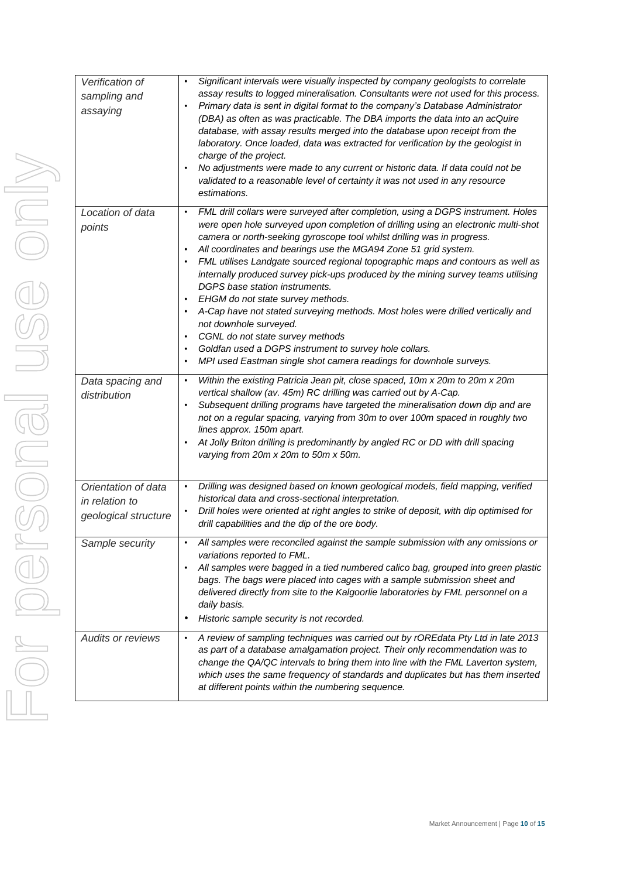| | |
|---|---|
| *Verification of sampling and assaying* | • *Significant intervals were visually inspected by company geologists to correlate assay results to logged mineralisation. Consultants were not used for this process.*<br>• *Primary data is sent in digital format to the company's Database Administrator (DBA) as often as was practicable. The DBA imports the data into an acQuire database, with assay results merged into the database upon receipt from the laboratory. Once loaded, data was extracted for verification by the geologist in charge of the project.*<br>• *No adjustments were made to any current or historic data. If data could not be validated to a reasonable level of certainty it was not used in any resource estimations.* |
| *Location of data points* | • *FML drill collars were surveyed after completion, using a DGPS instrument. Holes were open hole surveyed upon completion of drilling using an electronic multi-shot camera or north-seeking gyroscope tool whilst drilling was in progress.*<br>• *All coordinates and bearings use the MGA94 Zone 51 grid system.*<br>• *FML utilises Landgate sourced regional topographic maps and contours as well as internally produced survey pick-ups produced by the mining survey teams utilising DGPS base station instruments.*<br>• *EHGM do not state survey methods.*<br>• *A-Cap have not stated surveying methods. Most holes were drilled vertically and not downhole surveyed.*<br>• *CGNL do not state survey methods*<br>• *Goldfan used a DGPS instrument to survey hole collars.*<br>• *MPI used Eastman single shot camera readings for downhole surveys.* |
| *Data spacing and distribution* | • *Within the existing Patricia Jean pit, close spaced, 10m x 20m to 20m x 20m vertical shallow (av. 45m) RC drilling was carried out by A-Cap.*<br>• *Subsequent drilling programs have targeted the mineralisation down dip and are not on a regular spacing, varying from 30m to over 100m spaced in roughly two lines approx. 150m apart.*<br>• *At Jolly Briton drilling is predominantly by angled RC or DD with drill spacing varying from 20m x 20m to 50m x 50m.* |
| *Orientation of data in relation to geological structure* | • *Drilling was designed based on known geological models, field mapping, verified historical data and cross-sectional interpretation.*<br>• *Drill holes were oriented at right angles to strike of deposit, with dip optimised for drill capabilities and the dip of the ore body.* |
| *Sample security* | • *All samples were reconciled against the sample submission with any omissions or variations reported to FML.*<br>• *All samples were bagged in a tied numbered calico bag, grouped into green plastic bags. The bags were placed into cages with a sample submission sheet and delivered directly from site to the Kalgoorlie laboratories by FML personnel on a daily basis.*<br>• *Historic sample security is not recorded.* |
| *Audits or reviews* | • *A review of sampling techniques was carried out by rOREdata Pty Ltd in late 2013 as part of a database amalgamation project. Their only recommendation was to change the QA/QC intervals to bring them into line with the FML Laverton system, which uses the same frequency of standards and duplicates but has them inserted at different points within the numbering sequence.* |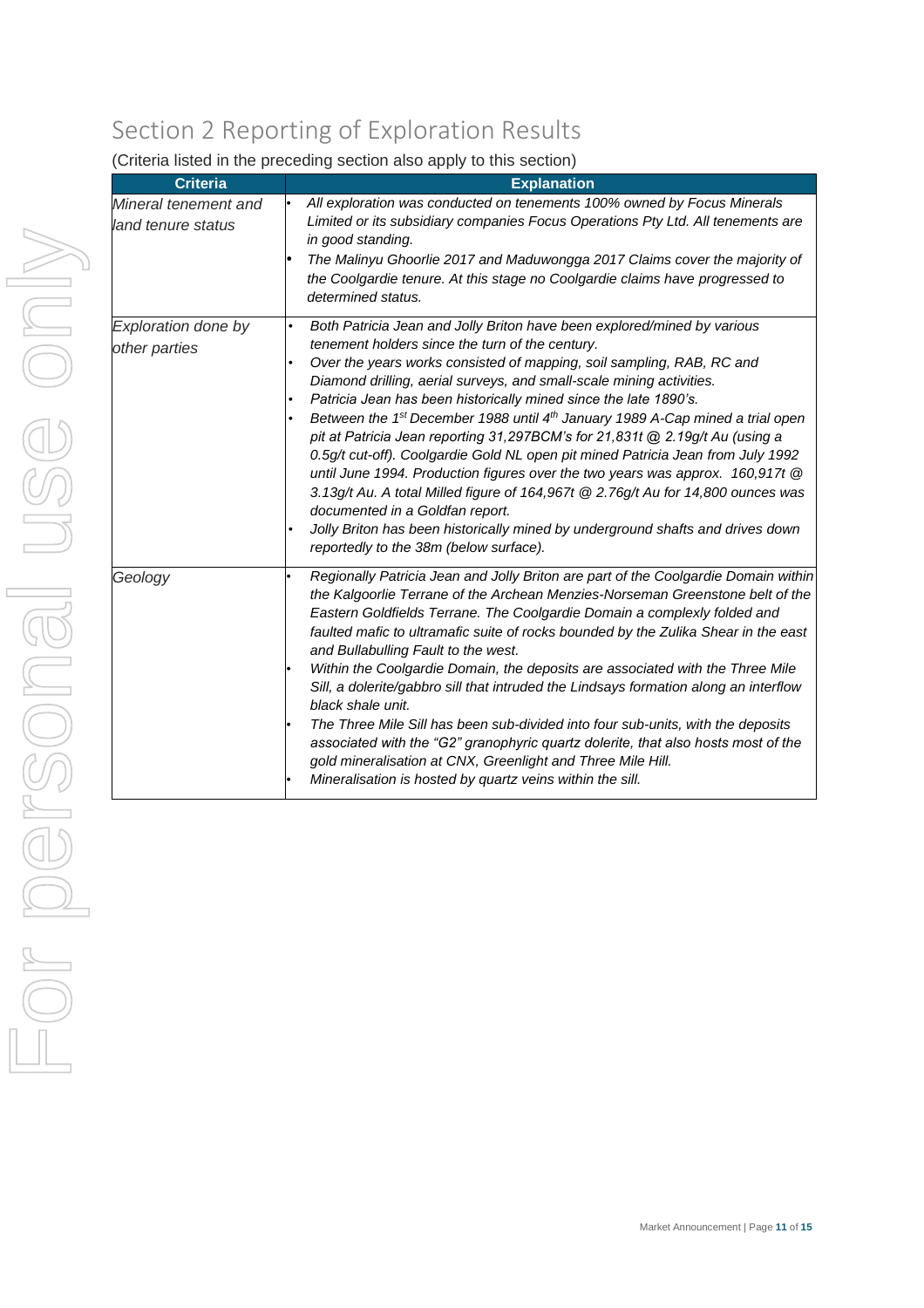## Section 2 Reporting of Exploration Results

(Criteria listed in the preceding section also apply to this section)

| Criteria | Explanation |
|---|---|
| *Mineral tenement and land tenure status* | • *All exploration was conducted on tenements 100% owned by Focus Minerals Limited or its subsidiary companies Focus Operations Pty Ltd. All tenements are in good standing.*<br>• *The Malinyu Ghoorlie 2017 and Maduwongga 2017 Claims cover the majority of the Coolgardie tenure. At this stage no Coolgardie claims have progressed to determined status.* |
| *Exploration done by other parties* | • *Both Patricia Jean and Jolly Briton have been explored/mined by various tenement holders since the turn of the century.*<br>• *Over the years works consisted of mapping, soil sampling, RAB, RC and Diamond drilling, aerial surveys, and small-scale mining activities.*<br>• *Patricia Jean has been historically mined since the late 1890's.*<br>• *Between the 1st December 1988 until 4th January 1989 A-Cap mined a trial open pit at Patricia Jean reporting 31,297BCM's for 21,831t @ 2.19g/t Au (using a 0.5g/t cut-off). Coolgardie Gold NL open pit mined Patricia Jean from July 1992 until June 1994. Production figures over the two years was approx. 160,917t @ 3.13g/t Au. A total Milled figure of 164,967t @ 2.76g/t Au for 14,800 ounces was documented in a Goldfan report.*<br>• *Jolly Briton has been historically mined by underground shafts and drives down reportedly to the 38m (below surface).* |
| *Geology* | • *Regionally Patricia Jean and Jolly Briton are part of the Coolgardie Domain within the Kalgoorlie Terrane of the Archean Menzies-Norseman Greenstone belt of the Eastern Goldfields Terrane. The Coolgardie Domain a complexly folded and faulted mafic to ultramafic suite of rocks bounded by the Zulika Shear in the east and Bullabulling Fault to the west.*<br>• *Within the Coolgardie Domain, the deposits are associated with the Three Mile Sill, a dolerite/gabbro sill that intruded the Lindsays formation along an interflow black shale unit.*<br>• *The Three Mile Sill has been sub-divided into four sub-units, with the deposits associated with the "G2" granophyric quartz dolerite, that also hosts most of the gold mineralisation at CNX, Greenlight and Three Mile Hill.*<br>• *Mineralisation is hosted by quartz veins within the sill.* |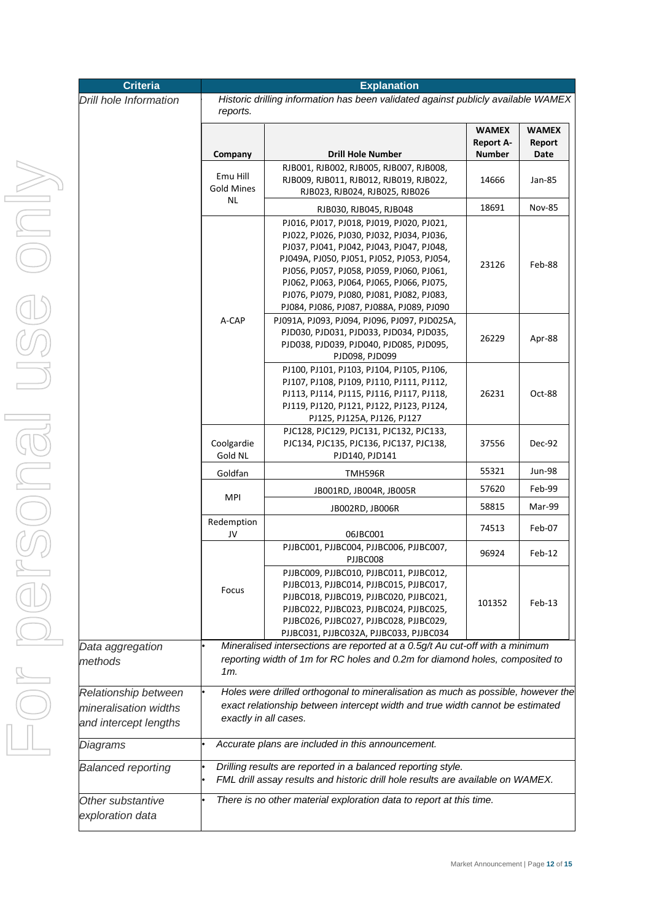| Criteria | Explanation |
|---|---|
| *Drill hole Information* | *Historic drilling information has been validated against publicly available WAMEX reports.* |

| Company | Drill Hole Number | WAMEX Report A-Number | WAMEX Report Date |
|---|---|---|---|
| Emu Hill Gold Mines NL | RJB001, RJB002, RJB005, RJB007, RJB008, RJB009, RJB011, RJB012, RJB019, RJB022, RJB023, RJB024, RJB025, RJB026 | 14666 | Jan-85 |
| | RJB030, RJB045, RJB048 | 18691 | Nov-85 |
| A-CAP | PJ016, PJ017, PJ018, PJ019, PJ020, PJ021, PJ022, PJ026, PJ030, PJ032, PJ034, PJ036, PJ037, PJ041, PJ042, PJ043, PJ047, PJ048, PJ049A, PJ050, PJ051, PJ052, PJ053, PJ054, PJ056, PJ057, PJ058, PJ059, PJ060, PJ061, PJ062, PJ063, PJ064, PJ065, PJ066, PJ075, PJ076, PJ079, PJ080, PJ081, PJ082, PJ083, PJ084, PJ086, PJ087, PJ088A, PJ089, PJ090 | 23126 | Feb-88 |
| | PJ091A, PJ093, PJ094, PJ096, PJ097, PJD025A, PJD030, PJD031, PJD033, PJD034, PJD035, PJD038, PJD039, PJD040, PJD085, PJD095, PJD098, PJD099 | 26229 | Apr-88 |
| | PJ100, PJ101, PJ103, PJ104, PJ105, PJ106, PJ107, PJ108, PJ109, PJ110, PJ111, PJ112, PJ113, PJ114, PJ115, PJ116, PJ117, PJ118, PJ119, PJ120, PJ121, PJ122, PJ123, PJ124, PJ125, PJ125A, PJ126, PJ127 | 26231 | Oct-88 |
| Coolgardie Gold NL | PJC128, PJC129, PJC131, PJC132, PJC133, PJC134, PJC135, PJC136, PJC137, PJC138, PJD140, PJD141 | 37556 | Dec-92 |
| Goldfan | TMH596R | 55321 | Jun-98 |
| MPI | JB001RD, JB004R, JB005R | 57620 | Feb-99 |
| | JB002RD, JB006R | 58815 | Mar-99 |
| Redemption JV | 06JBC001 | 74513 | Feb-07 |
| Focus | PJJBC001, PJJBC004, PJJBC006, PJJBC007, PJJBC008 | 96924 | Feb-12 |
| | PJJBC009, PJJBC010, PJJBC011, PJJBC012, PJJBC013, PJJBC014, PJJBC015, PJJBC017, PJJBC018, PJJBC019, PJJBC020, PJJBC021, PJJBC022, PJJBC023, PJJBC024, PJJBC025, PJJBC026, PJJBC027, PJJBC028, PJJBC029, PJJBC031, PJJBC032A, PJJBC033, PJJBC034 | 101352 | Feb-13 |

| Criteria | Explanation |
|---|---|
| *Data aggregation methods* | • *Mineralised intersections are reported at a 0.5g/t Au cut-off with a minimum reporting width of 1m for RC holes and 0.2m for diamond holes, composited to 1m.* |
| *Relationship between mineralisation widths and intercept lengths* | • *Holes were drilled orthogonal to mineralisation as much as possible, however the exact relationship between intercept width and true width cannot be estimated exactly in all cases.* |
| *Diagrams* | • *Accurate plans are included in this announcement.* |
| *Balanced reporting* | • *Drilling results are reported in a balanced reporting style.* <br> • *FML drill assay results and historic drill hole results are available on WAMEX.* |
| *Other substantive exploration data* | • *There is no other material exploration data to report at this time.* |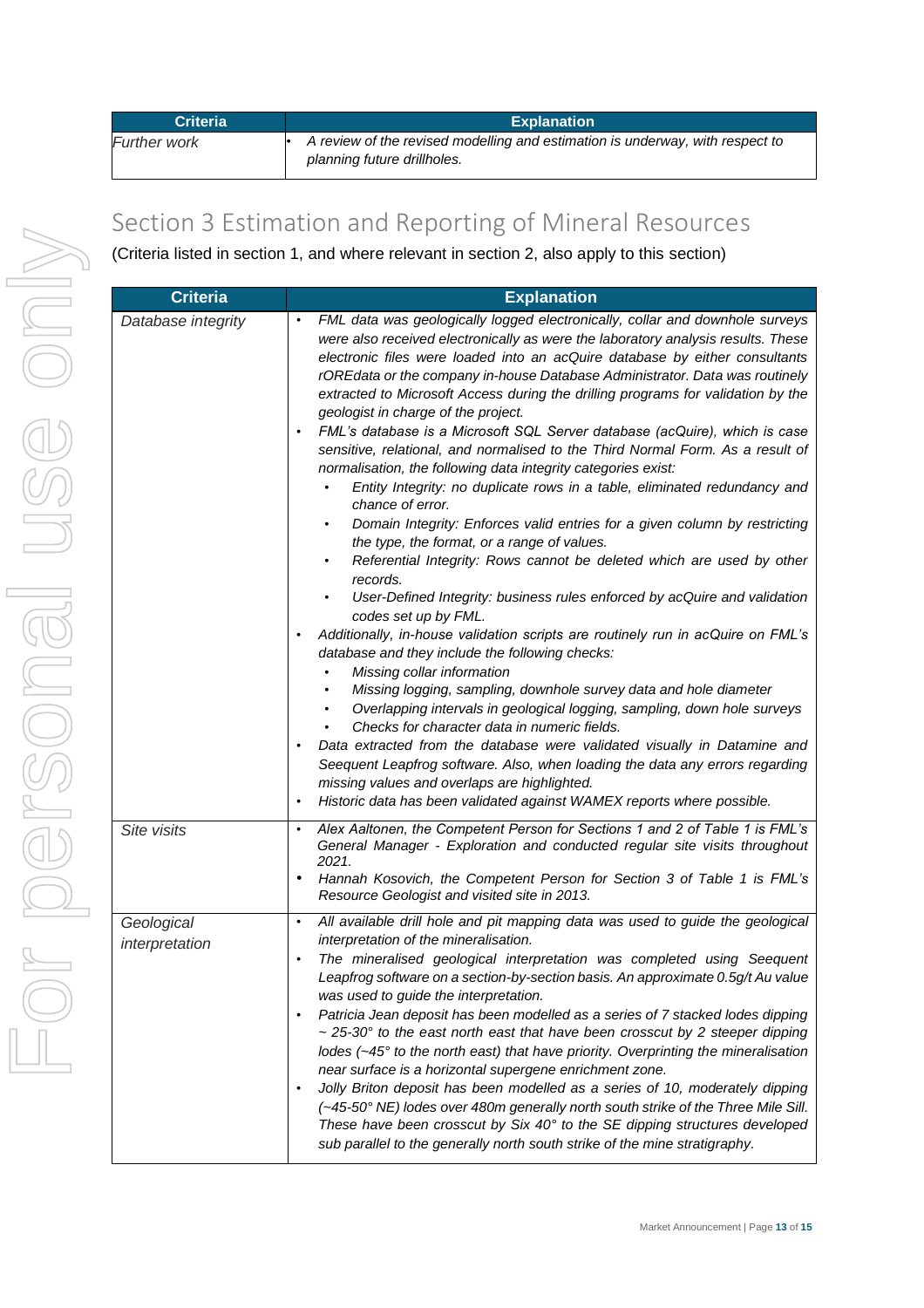| Criteria | Explanation |
|---|---|
| *Further work* | • *A review of the revised modelling and estimation is underway, with respect to planning future drillholes.* |

## Section 3 Estimation and Reporting of Mineral Resources

(Criteria listed in section 1, and where relevant in section 2, also apply to this section)

| Criteria | Explanation |
|---|---|
| *Database integrity* | • *FML data was geologically logged electronically, collar and downhole surveys were also received electronically as were the laboratory analysis results. These electronic files were loaded into an acQuire database by either consultants rOREdata or the company in-house Database Administrator. Data was routinely extracted to Microsoft Access during the drilling programs for validation by the geologist in charge of the project.*<br>• *FML's database is a Microsoft SQL Server database (acQuire), which is case sensitive, relational, and normalised to the Third Normal Form. As a result of normalisation, the following data integrity categories exist:*<br>  • *Entity Integrity: no duplicate rows in a table, eliminated redundancy and chance of error.*<br>  • *Domain Integrity: Enforces valid entries for a given column by restricting the type, the format, or a range of values.*<br>  • *Referential Integrity: Rows cannot be deleted which are used by other records.*<br>  • *User-Defined Integrity: business rules enforced by acQuire and validation codes set up by FML.*<br>• *Additionally, in-house validation scripts are routinely run in acQuire on FML's database and they include the following checks:*<br>  • *Missing collar information*<br>  • *Missing logging, sampling, downhole survey data and hole diameter*<br>  • *Overlapping intervals in geological logging, sampling, down hole surveys*<br>  • *Checks for character data in numeric fields.*<br>• *Data extracted from the database were validated visually in Datamine and Seequent Leapfrog software. Also, when loading the data any errors regarding missing values and overlaps are highlighted.*<br>• *Historic data has been validated against WAMEX reports where possible.* |
| *Site visits* | • *Alex Aaltonen, the Competent Person for Sections 1 and 2 of Table 1 is FML's General Manager - Exploration and conducted regular site visits throughout 2021.*<br>• *Hannah Kosovich, the Competent Person for Section 3 of Table 1 is FML's Resource Geologist and visited site in 2013.* |
| *Geological interpretation* | • *All available drill hole and pit mapping data was used to guide the geological interpretation of the mineralisation.*<br>• *The mineralised geological interpretation was completed using Seequent Leapfrog software on a section-by-section basis. An approximate 0.5g/t Au value was used to guide the interpretation.*<br>• *Patricia Jean deposit has been modelled as a series of 7 stacked lodes dipping ~ 25-30° to the east north east that have been crosscut by 2 steeper dipping lodes (~45° to the north east) that have priority. Overprinting the mineralisation near surface is a horizontal supergene enrichment zone.*<br>• *Jolly Briton deposit has been modelled as a series of 10, moderately dipping (~45-50° NE) lodes over 480m generally north south strike of the Three Mile Sill. These have been crosscut by Six 40° to the SE dipping structures developed sub parallel to the generally north south strike of the mine stratigraphy.* |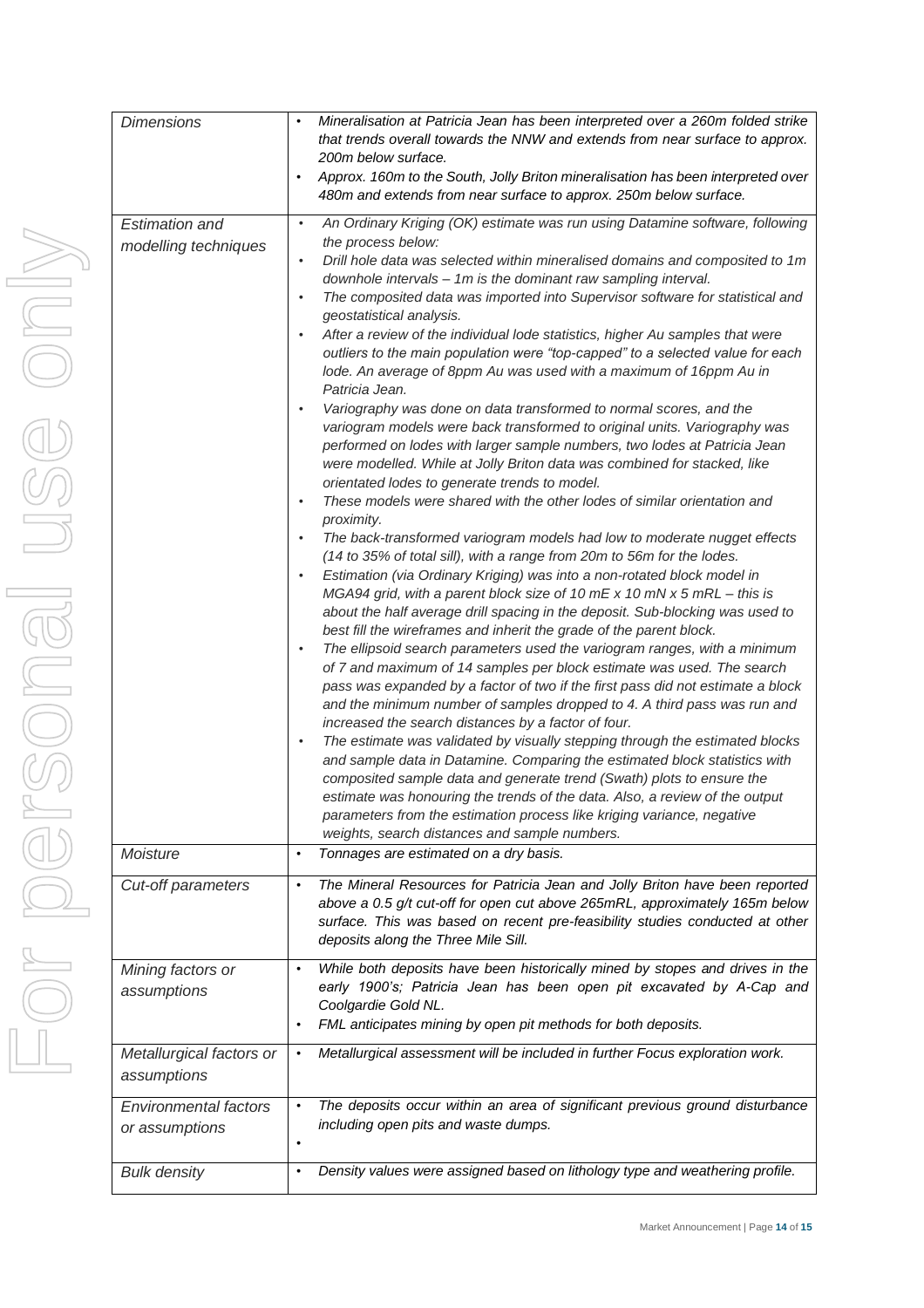| | |
|---|---|
| *Dimensions* | • *Mineralisation at Patricia Jean has been interpreted over a 260m folded strike that trends overall towards the NNW and extends from near surface to approx. 200m below surface.*<br>• *Approx. 160m to the South, Jolly Briton mineralisation has been interpreted over 480m and extends from near surface to approx. 250m below surface.* |
| *Estimation and modelling techniques* | • *An Ordinary Kriging (OK) estimate was run using Datamine software, following the process below:*<br>• *Drill hole data was selected within mineralised domains and composited to 1m downhole intervals – 1m is the dominant raw sampling interval.*<br>• *The composited data was imported into Supervisor software for statistical and geostatistical analysis.*<br>• *After a review of the individual lode statistics, higher Au samples that were outliers to the main population were "top-capped" to a selected value for each lode. An average of 8ppm Au was used with a maximum of 16ppm Au in Patricia Jean.*<br>• *Variography was done on data transformed to normal scores, and the variogram models were back transformed to original units. Variography was performed on lodes with larger sample numbers, two lodes at Patricia Jean were modelled. While at Jolly Briton data was combined for stacked, like orientated lodes to generate trends to model.*<br>• *These models were shared with the other lodes of similar orientation and proximity.*<br>• *The back-transformed variogram models had low to moderate nugget effects (14 to 35% of total sill), with a range from 20m to 56m for the lodes.*<br>• *Estimation (via Ordinary Kriging) was into a non-rotated block model in MGA94 grid, with a parent block size of 10 mE x 10 mN x 5 mRL – this is about the half average drill spacing in the deposit. Sub-blocking was used to best fill the wireframes and inherit the grade of the parent block.*<br>• *The ellipsoid search parameters used the variogram ranges, with a minimum of 7 and maximum of 14 samples per block estimate was used. The search pass was expanded by a factor of two if the first pass did not estimate a block and the minimum number of samples dropped to 4. A third pass was run and increased the search distances by a factor of four.*<br>• *The estimate was validated by visually stepping through the estimated blocks and sample data in Datamine. Comparing the estimated block statistics with composited sample data and generate trend (Swath) plots to ensure the estimate was honouring the trends of the data. Also, a review of the output parameters from the estimation process like kriging variance, negative weights, search distances and sample numbers.* |
| *Moisture* | • *Tonnages are estimated on a dry basis.* |
| *Cut-off parameters* | • *The Mineral Resources for Patricia Jean and Jolly Briton have been reported above a 0.5 g/t cut-off for open cut above 265mRL, approximately 165m below surface. This was based on recent pre-feasibility studies conducted at other deposits along the Three Mile Sill.* |
| *Mining factors or assumptions* | • *While both deposits have been historically mined by stopes and drives in the early 1900's; Patricia Jean has been open pit excavated by A-Cap and Coolgardie Gold NL.*<br>• *FML anticipates mining by open pit methods for both deposits.* |
| *Metallurgical factors or assumptions* | • *Metallurgical assessment will be included in further Focus exploration work.* |
| *Environmental factors or assumptions* | • *The deposits occur within an area of significant previous ground disturbance including open pits and waste dumps.*<br>• |
| *Bulk density* | • *Density values were assigned based on lithology type and weathering profile.* |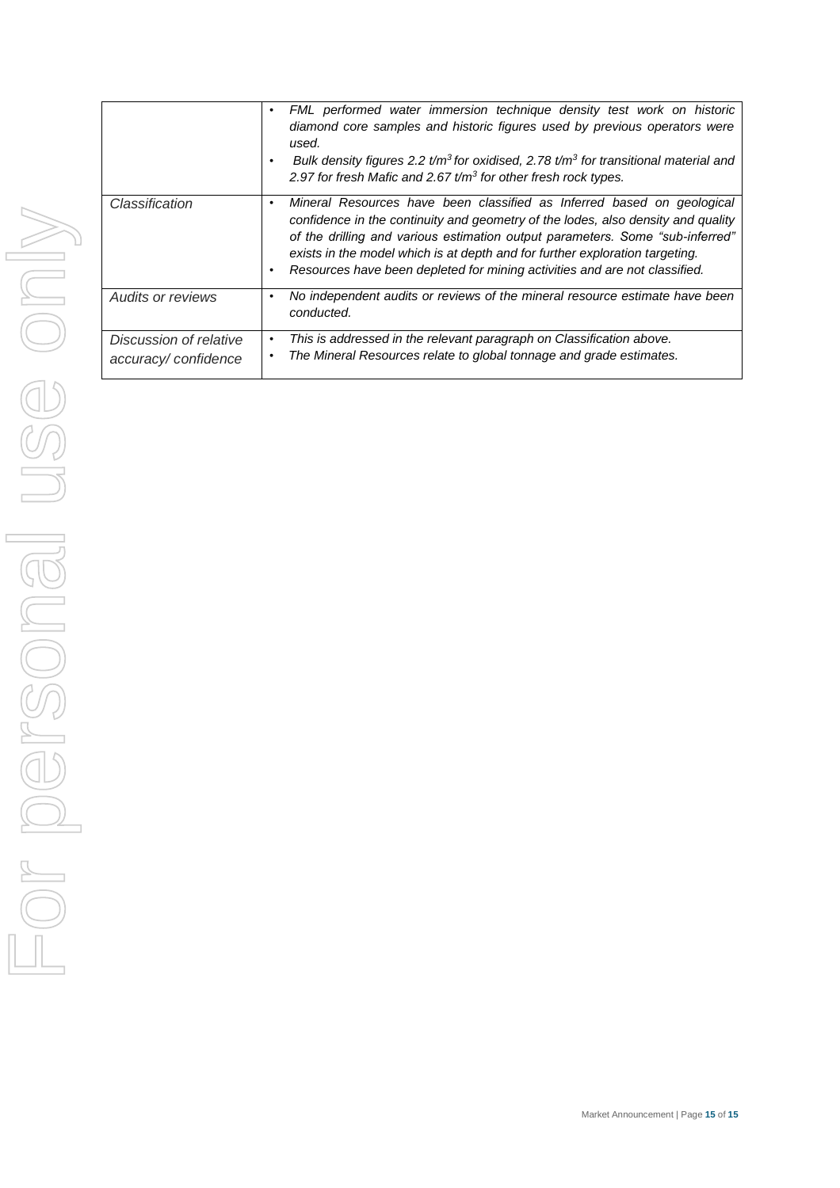| | |
|---|---|
| | • *FML performed water immersion technique density test work on historic diamond core samples and historic figures used by previous operators were used.*<br>• *Bulk density figures 2.2 t/m$^3$ for oxidised, 2.78 t/m$^3$ for transitional material and 2.97 for fresh Mafic and 2.67 t/m$^3$ for other fresh rock types.* |
| *Classification* | • *Mineral Resources have been classified as Inferred based on geological confidence in the continuity and geometry of the lodes, also density and quality of the drilling and various estimation output parameters. Some "sub-inferred" exists in the model which is at depth and for further exploration targeting.*<br>• *Resources have been depleted for mining activities and are not classified.* |
| *Audits or reviews* | • *No independent audits or reviews of the mineral resource estimate have been conducted.* |
| *Discussion of relative accuracy/ confidence* | • *This is addressed in the relevant paragraph on Classification above.*<br>• *The Mineral Resources relate to global tonnage and grade estimates.* |